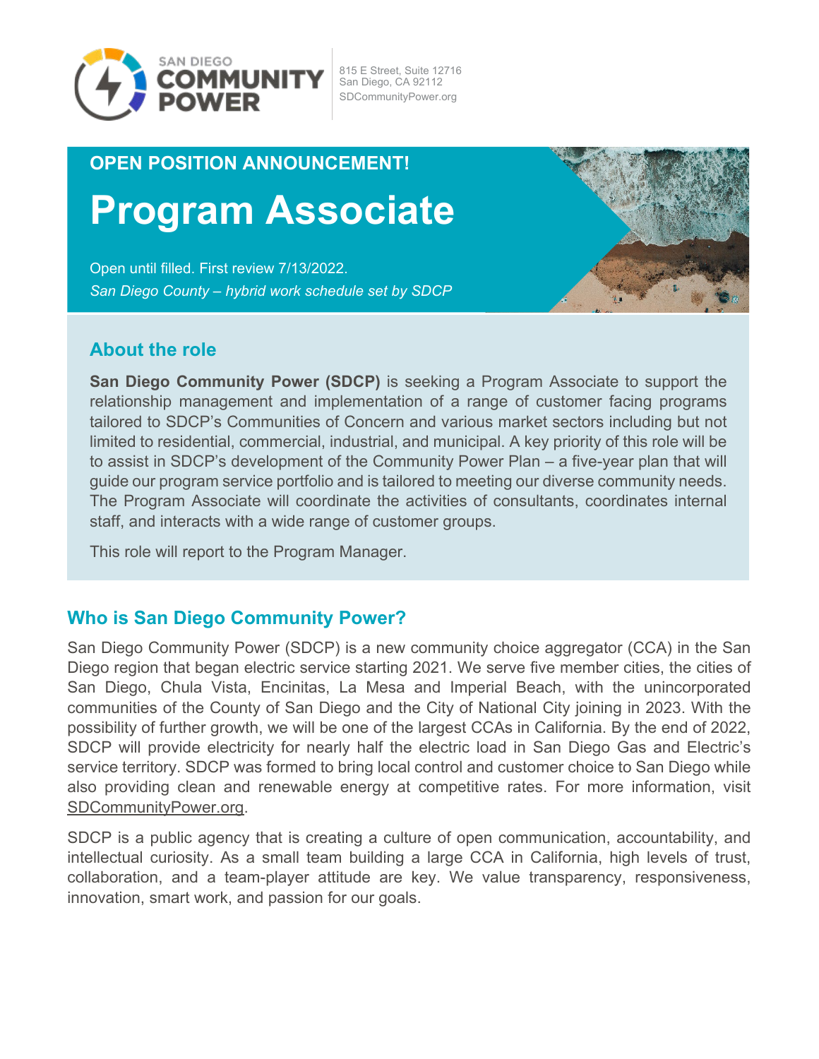SAN DIEGO COMMUNITY POWER

815 E Street, Suite 12716
San Diego, CA 92112
SDCommunityPower.org

**OPEN POSITION ANNOUNCEMENT!**

# Program Associate

Open until filled. First review 7/13/2022.
*San Diego County – hybrid work schedule set by SDCP*

## About the role

**San Diego Community Power (SDCP)** is seeking a Program Associate to support the relationship management and implementation of a range of customer facing programs tailored to SDCP's Communities of Concern and various market sectors including but not limited to residential, commercial, industrial, and municipal. A key priority of this role will be to assist in SDCP's development of the Community Power Plan – a five-year plan that will guide our program service portfolio and is tailored to meeting our diverse community needs. The Program Associate will coordinate the activities of consultants, coordinates internal staff, and interacts with a wide range of customer groups.

This role will report to the Program Manager.

## Who is San Diego Community Power?

San Diego Community Power (SDCP) is a new community choice aggregator (CCA) in the San Diego region that began electric service starting 2021. We serve five member cities, the cities of San Diego, Chula Vista, Encinitas, La Mesa and Imperial Beach, with the unincorporated communities of the County of San Diego and the City of National City joining in 2023. With the possibility of further growth, we will be one of the largest CCAs in California. By the end of 2022, SDCP will provide electricity for nearly half the electric load in San Diego Gas and Electric's service territory. SDCP was formed to bring local control and customer choice to San Diego while also providing clean and renewable energy at competitive rates. For more information, visit SDCommunityPower.org.

SDCP is a public agency that is creating a culture of open communication, accountability, and intellectual curiosity. As a small team building a large CCA in California, high levels of trust, collaboration, and a team-player attitude are key. We value transparency, responsiveness, innovation, smart work, and passion for our goals.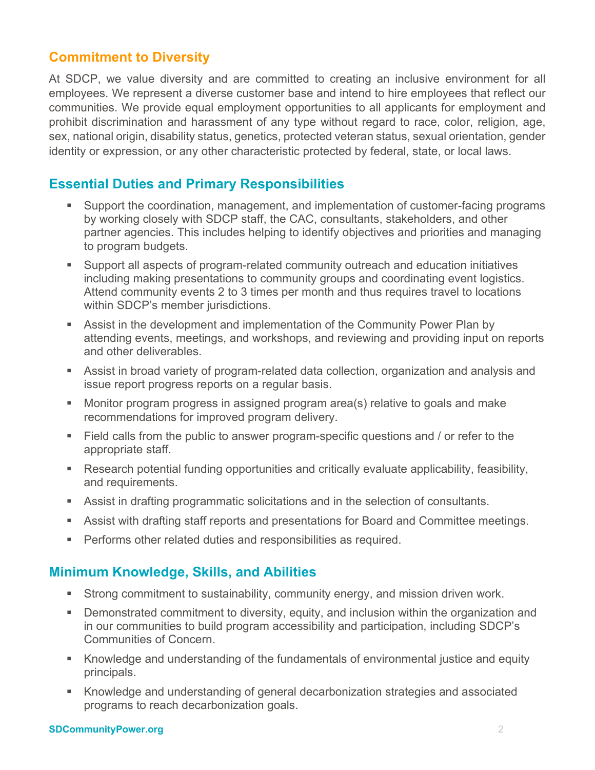## Commitment to Diversity

At SDCP, we value diversity and are committed to creating an inclusive environment for all employees. We represent a diverse customer base and intend to hire employees that reflect our communities. We provide equal employment opportunities to all applicants for employment and prohibit discrimination and harassment of any type without regard to race, color, religion, age, sex, national origin, disability status, genetics, protected veteran status, sexual orientation, gender identity or expression, or any other characteristic protected by federal, state, or local laws.

## Essential Duties and Primary Responsibilities

- Support the coordination, management, and implementation of customer-facing programs by working closely with SDCP staff, the CAC, consultants, stakeholders, and other partner agencies. This includes helping to identify objectives and priorities and managing to program budgets.
- Support all aspects of program-related community outreach and education initiatives including making presentations to community groups and coordinating event logistics. Attend community events 2 to 3 times per month and thus requires travel to locations within SDCP's member jurisdictions.
- Assist in the development and implementation of the Community Power Plan by attending events, meetings, and workshops, and reviewing and providing input on reports and other deliverables.
- Assist in broad variety of program-related data collection, organization and analysis and issue report progress reports on a regular basis.
- Monitor program progress in assigned program area(s) relative to goals and make recommendations for improved program delivery.
- Field calls from the public to answer program-specific questions and / or refer to the appropriate staff.
- Research potential funding opportunities and critically evaluate applicability, feasibility, and requirements.
- Assist in drafting programmatic solicitations and in the selection of consultants.
- Assist with drafting staff reports and presentations for Board and Committee meetings.
- Performs other related duties and responsibilities as required.

## Minimum Knowledge, Skills, and Abilities

- Strong commitment to sustainability, community energy, and mission driven work.
- Demonstrated commitment to diversity, equity, and inclusion within the organization and in our communities to build program accessibility and participation, including SDCP's Communities of Concern.
- Knowledge and understanding of the fundamentals of environmental justice and equity principals.
- Knowledge and understanding of general decarbonization strategies and associated programs to reach decarbonization goals.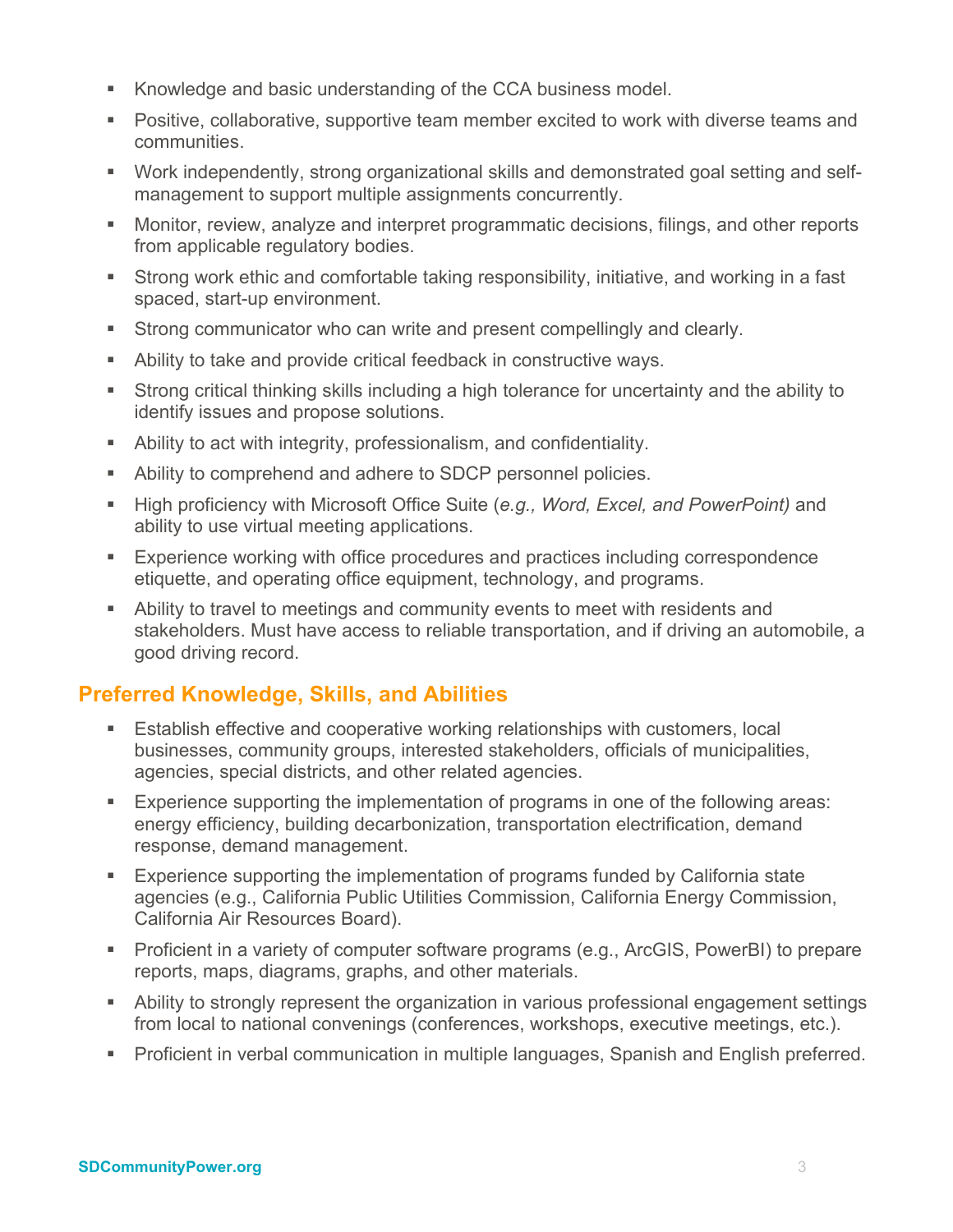- Knowledge and basic understanding of the CCA business model.
- Positive, collaborative, supportive team member excited to work with diverse teams and communities.
- Work independently, strong organizational skills and demonstrated goal setting and self-management to support multiple assignments concurrently.
- Monitor, review, analyze and interpret programmatic decisions, filings, and other reports from applicable regulatory bodies.
- Strong work ethic and comfortable taking responsibility, initiative, and working in a fast spaced, start-up environment.
- Strong communicator who can write and present compellingly and clearly.
- Ability to take and provide critical feedback in constructive ways.
- Strong critical thinking skills including a high tolerance for uncertainty and the ability to identify issues and propose solutions.
- Ability to act with integrity, professionalism, and confidentiality.
- Ability to comprehend and adhere to SDCP personnel policies.
- High proficiency with Microsoft Office Suite (*e.g., Word, Excel, and PowerPoint)* and ability to use virtual meeting applications.
- Experience working with office procedures and practices including correspondence etiquette, and operating office equipment, technology, and programs.
- Ability to travel to meetings and community events to meet with residents and stakeholders. Must have access to reliable transportation, and if driving an automobile, a good driving record.

## Preferred Knowledge, Skills, and Abilities

- Establish effective and cooperative working relationships with customers, local businesses, community groups, interested stakeholders, officials of municipalities, agencies, special districts, and other related agencies.
- Experience supporting the implementation of programs in one of the following areas: energy efficiency, building decarbonization, transportation electrification, demand response, demand management.
- Experience supporting the implementation of programs funded by California state agencies (e.g., California Public Utilities Commission, California Energy Commission, California Air Resources Board).
- Proficient in a variety of computer software programs (e.g., ArcGIS, PowerBI) to prepare reports, maps, diagrams, graphs, and other materials.
- Ability to strongly represent the organization in various professional engagement settings from local to national convenings (conferences, workshops, executive meetings, etc.).
- Proficient in verbal communication in multiple languages, Spanish and English preferred.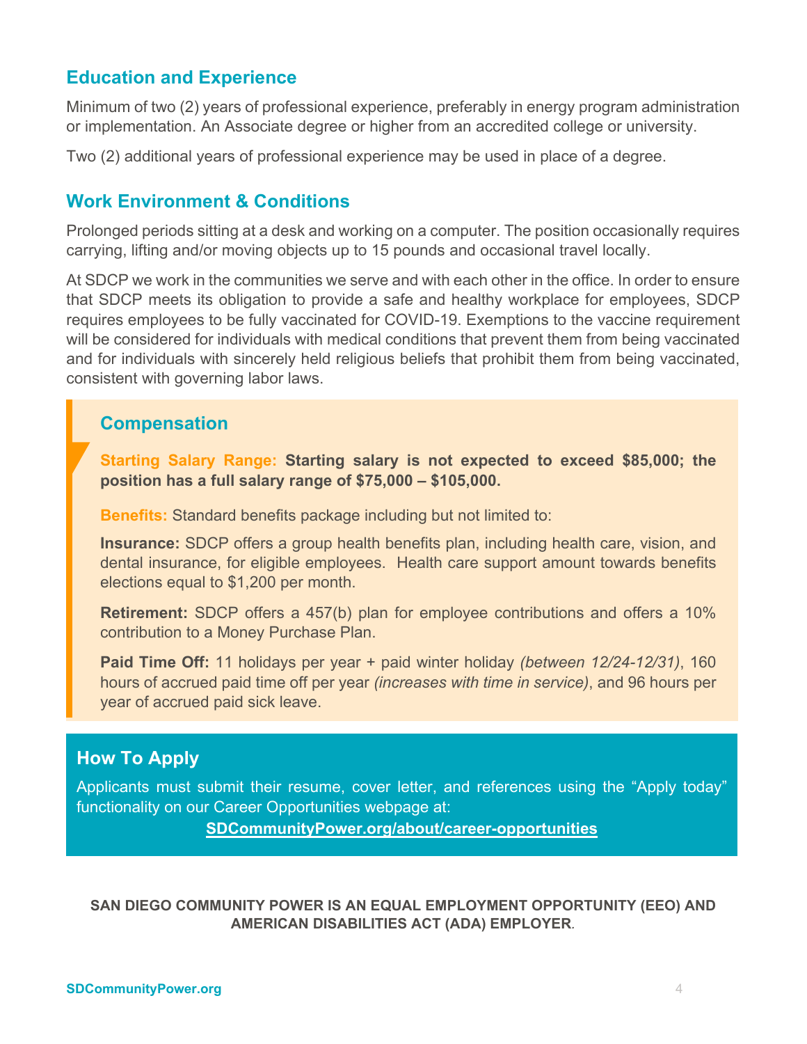## Education and Experience

Minimum of two (2) years of professional experience, preferably in energy program administration or implementation. An Associate degree or higher from an accredited college or university.

Two (2) additional years of professional experience may be used in place of a degree.

## Work Environment & Conditions

Prolonged periods sitting at a desk and working on a computer. The position occasionally requires carrying, lifting and/or moving objects up to 15 pounds and occasional travel locally.

At SDCP we work in the communities we serve and with each other in the office. In order to ensure that SDCP meets its obligation to provide a safe and healthy workplace for employees, SDCP requires employees to be fully vaccinated for COVID-19. Exemptions to the vaccine requirement will be considered for individuals with medical conditions that prevent them from being vaccinated and for individuals with sincerely held religious beliefs that prohibit them from being vaccinated, consistent with governing labor laws.

## Compensation

**Starting Salary Range:** **Starting salary is not expected to exceed $85,000; the position has a full salary range of $75,000 – $105,000.**

**Benefits:** Standard benefits package including but not limited to:

**Insurance:** SDCP offers a group health benefits plan, including health care, vision, and dental insurance, for eligible employees. Health care support amount towards benefits elections equal to $1,200 per month.

**Retirement:** SDCP offers a 457(b) plan for employee contributions and offers a 10% contribution to a Money Purchase Plan.

**Paid Time Off:** 11 holidays per year + paid winter holiday *(between 12/24-12/31)*, 160 hours of accrued paid time off per year *(increases with time in service)*, and 96 hours per year of accrued paid sick leave.

## How To Apply

Applicants must submit their resume, cover letter, and references using the "Apply today" functionality on our Career Opportunities webpage at:

**SDCommunityPower.org/about/career-opportunities**

**SAN DIEGO COMMUNITY POWER IS AN EQUAL EMPLOYMENT OPPORTUNITY (EEO) AND AMERICAN DISABILITIES ACT (ADA) EMPLOYER.**